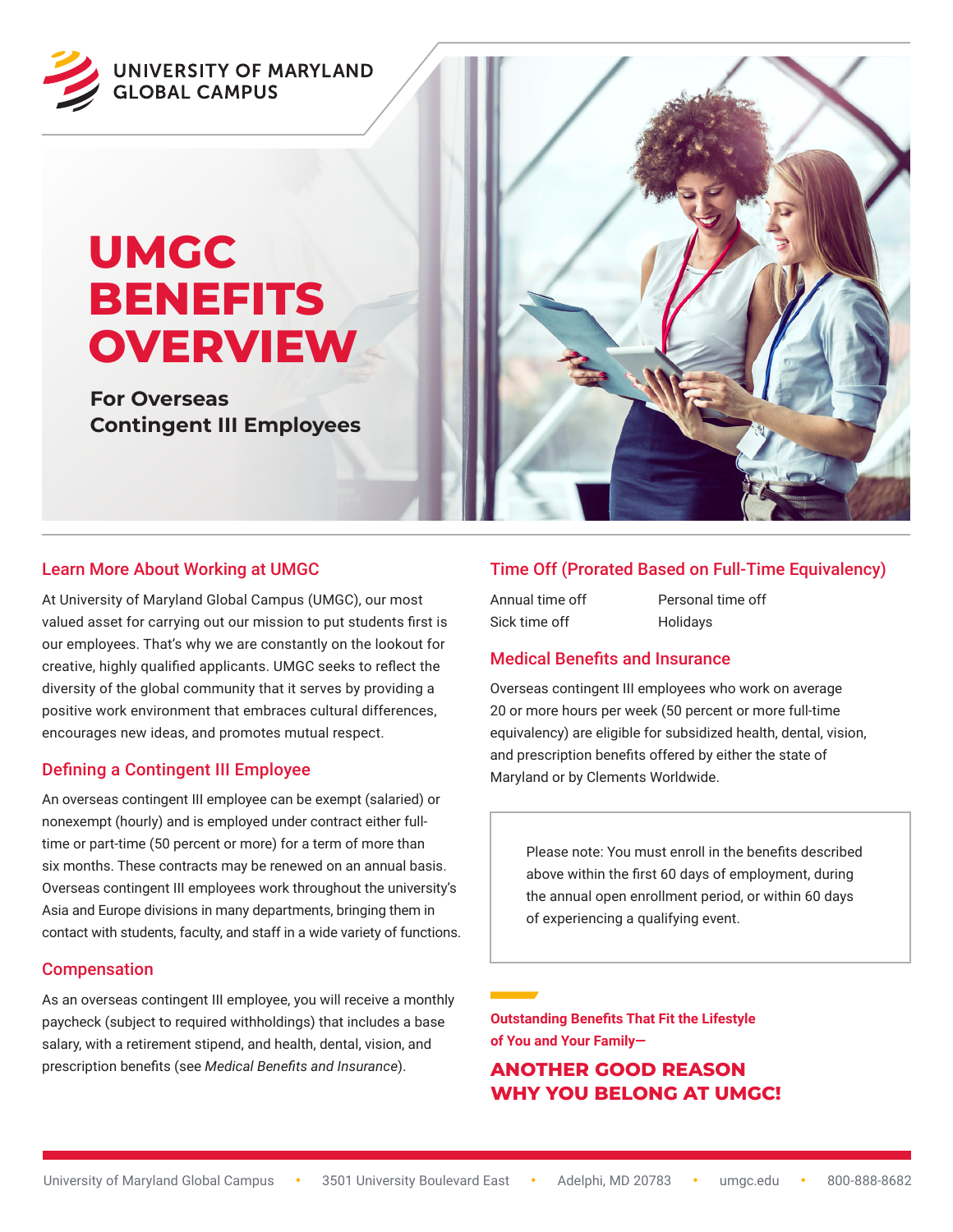UNIVERSITY OF MARYLAND GLOBAL CAMPUS

# UMGC BENEFITS OVERVIEW

**For Overseas Contingent III Employees**

## Learn More About Working at UMGC

At University of Maryland Global Campus (UMGC), our most valued asset for carrying out our mission to put students first is our employees. That's why we are constantly on the lookout for creative, highly qualified applicants. UMGC seeks to reflect the diversity of the global community that it serves by providing a positive work environment that embraces cultural differences, encourages new ideas, and promotes mutual respect.

## Defining a Contingent III Employee

An overseas contingent III employee can be exempt (salaried) or nonexempt (hourly) and is employed under contract either full-time or part-time (50 percent or more) for a term of more than six months. These contracts may be renewed on an annual basis. Overseas contingent III employees work throughout the university's Asia and Europe divisions in many departments, bringing them in contact with students, faculty, and staff in a wide variety of functions.

## Compensation

As an overseas contingent III employee, you will receive a monthly paycheck (subject to required withholdings) that includes a base salary, with a retirement stipend, and health, dental, vision, and prescription benefits (see *Medical Benefits and Insurance*).

## Time Off (Prorated Based on Full-Time Equivalency)

- Annual time off
- Sick time off
- Personal time off
- Holidays

## Medical Benefits and Insurance

Overseas contingent III employees who work on average 20 or more hours per week (50 percent or more full-time equivalency) are eligible for subsidized health, dental, vision, and prescription benefits offered by either the state of Maryland or by Clements Worldwide.

Please note: You must enroll in the benefits described above within the first 60 days of employment, during the annual open enrollment period, or within 60 days of experiencing a qualifying event.

**Outstanding Benefits That Fit the Lifestyle of You and Your Family—**

**ANOTHER GOOD REASON WHY YOU BELONG AT UMGC!**

University of Maryland Global Campus • 3501 University Boulevard East • Adelphi, MD 20783 • umgc.edu • 800-888-8682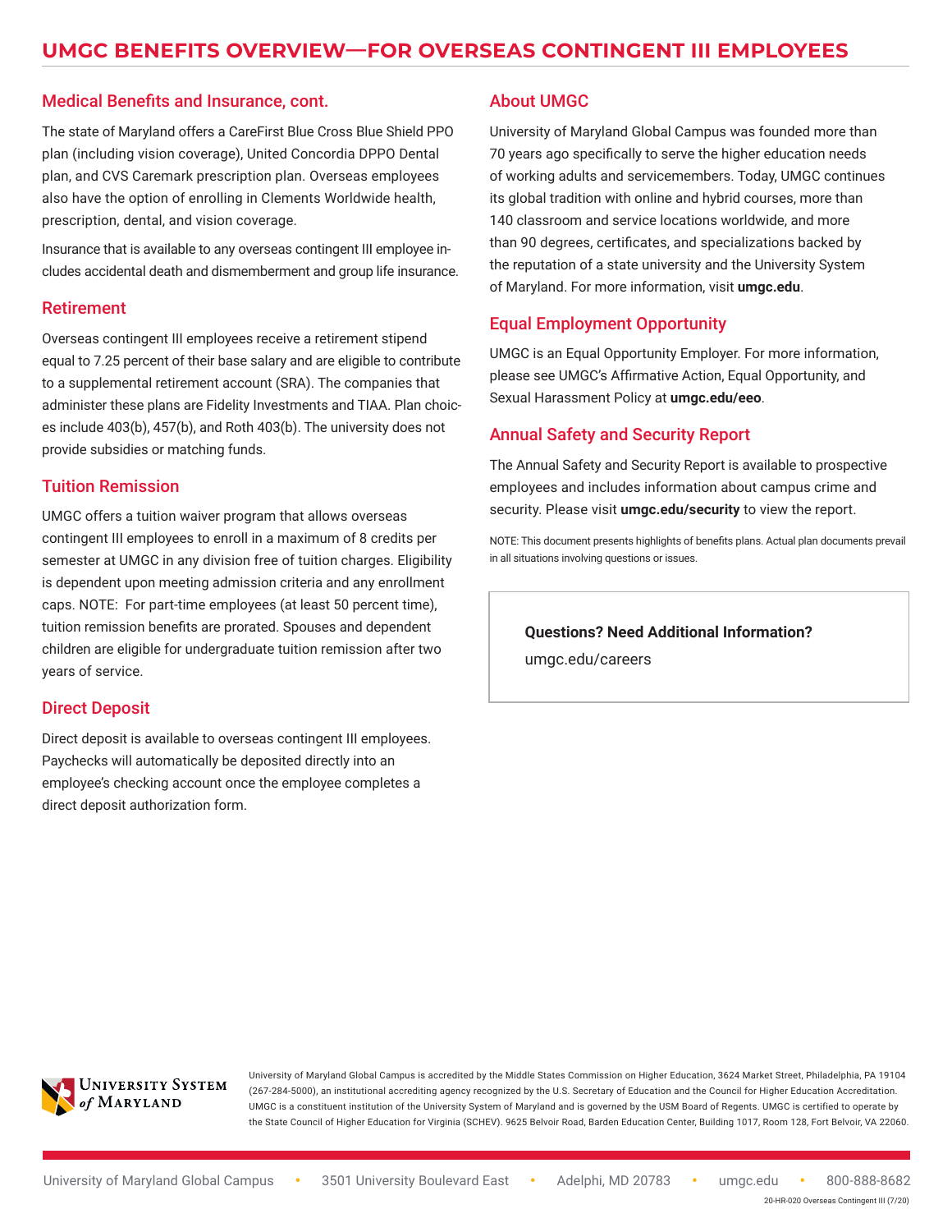# UMGC BENEFITS OVERVIEW—FOR OVERSEAS CONTINGENT III EMPLOYEES

## Medical Benefits and Insurance, cont.

The state of Maryland offers a CareFirst Blue Cross Blue Shield PPO plan (including vision coverage), United Concordia DPPO Dental plan, and CVS Caremark prescription plan. Overseas employees also have the option of enrolling in Clements Worldwide health, prescription, dental, and vision coverage.

Insurance that is available to any overseas contingent III employee includes accidental death and dismemberment and group life insurance.

## Retirement

Overseas contingent III employees receive a retirement stipend equal to 7.25 percent of their base salary and are eligible to contribute to a supplemental retirement account (SRA). The companies that administer these plans are Fidelity Investments and TIAA. Plan choices include 403(b), 457(b), and Roth 403(b). The university does not provide subsidies or matching funds.

## Tuition Remission

UMGC offers a tuition waiver program that allows overseas contingent III employees to enroll in a maximum of 8 credits per semester at UMGC in any division free of tuition charges. Eligibility is dependent upon meeting admission criteria and any enrollment caps. NOTE: For part-time employees (at least 50 percent time), tuition remission benefits are prorated. Spouses and dependent children are eligible for undergraduate tuition remission after two years of service.

## Direct Deposit

Direct deposit is available to overseas contingent III employees. Paychecks will automatically be deposited directly into an employee's checking account once the employee completes a direct deposit authorization form.

## About UMGC

University of Maryland Global Campus was founded more than 70 years ago specifically to serve the higher education needs of working adults and servicemembers. Today, UMGC continues its global tradition with online and hybrid courses, more than 140 classroom and service locations worldwide, and more than 90 degrees, certificates, and specializations backed by the reputation of a state university and the University System of Maryland. For more information, visit **umgc.edu**.

## Equal Employment Opportunity

UMGC is an Equal Opportunity Employer. For more information, please see UMGC's Affirmative Action, Equal Opportunity, and Sexual Harassment Policy at **umgc.edu/eeo**.

## Annual Safety and Security Report

The Annual Safety and Security Report is available to prospective employees and includes information about campus crime and security. Please visit **umgc.edu/security** to view the report.

NOTE: This document presents highlights of benefits plans. Actual plan documents prevail in all situations involving questions or issues.

**Questions? Need Additional Information?**

umgc.edu/careers

University System of Maryland

University of Maryland Global Campus is accredited by the Middle States Commission on Higher Education, 3624 Market Street, Philadelphia, PA 19104 (267-284-5000), an institutional accrediting agency recognized by the U.S. Secretary of Education and the Council for Higher Education Accreditation. UMGC is a constituent institution of the University System of Maryland and is governed by the USM Board of Regents. UMGC is certified to operate by the State Council of Higher Education for Virginia (SCHEV). 9625 Belvoir Road, Barden Education Center, Building 1017, Room 128, Fort Belvoir, VA 22060.

University of Maryland Global Campus • 3501 University Boulevard East • Adelphi, MD 20783 • umgc.edu • 800-888-8682

20-HR-020 Overseas Contingent III (7/20)